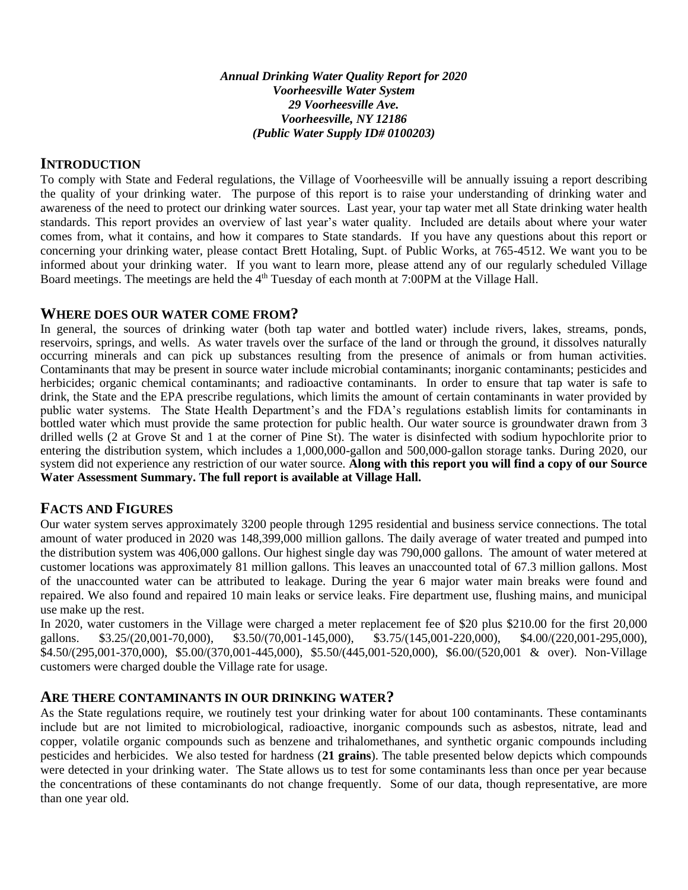*Annual Drinking Water Quality Report for 2020*
*Voorheesville Water System*
*29 Voorheesville Ave.*
*Voorheesville, NY 12186*
*(Public Water Supply ID# 0100203)*

## INTRODUCTION

To comply with State and Federal regulations, the Village of Voorheesville will be annually issuing a report describing the quality of your drinking water. The purpose of this report is to raise your understanding of drinking water and awareness of the need to protect our drinking water sources. Last year, your tap water met all State drinking water health standards. This report provides an overview of last year's water quality. Included are details about where your water comes from, what it contains, and how it compares to State standards. If you have any questions about this report or concerning your drinking water, please contact Brett Hotaling, Supt. of Public Works, at 765-4512. We want you to be informed about your drinking water. If you want to learn more, please attend any of our regularly scheduled Village Board meetings. The meetings are held the 4th Tuesday of each month at 7:00PM at the Village Hall.

## WHERE DOES OUR WATER COME FROM?

In general, the sources of drinking water (both tap water and bottled water) include rivers, lakes, streams, ponds, reservoirs, springs, and wells. As water travels over the surface of the land or through the ground, it dissolves naturally occurring minerals and can pick up substances resulting from the presence of animals or from human activities. Contaminants that may be present in source water include microbial contaminants; inorganic contaminants; pesticides and herbicides; organic chemical contaminants; and radioactive contaminants. In order to ensure that tap water is safe to drink, the State and the EPA prescribe regulations, which limits the amount of certain contaminants in water provided by public water systems. The State Health Department's and the FDA's regulations establish limits for contaminants in bottled water which must provide the same protection for public health. Our water source is groundwater drawn from 3 drilled wells (2 at Grove St and 1 at the corner of Pine St). The water is disinfected with sodium hypochlorite prior to entering the distribution system, which includes a 1,000,000-gallon and 500,000-gallon storage tanks. During 2020, our system did not experience any restriction of our water source. **Along with this report you will find a copy of our Source Water Assessment Summary. The full report is available at Village Hall.**

## FACTS AND FIGURES

Our water system serves approximately 3200 people through 1295 residential and business service connections. The total amount of water produced in 2020 was 148,399,000 million gallons. The daily average of water treated and pumped into the distribution system was 406,000 gallons. Our highest single day was 790,000 gallons. The amount of water metered at customer locations was approximately 81 million gallons. This leaves an unaccounted total of 67.3 million gallons. Most of the unaccounted water can be attributed to leakage. During the year 6 major water main breaks were found and repaired. We also found and repaired 10 main leaks or service leaks. Fire department use, flushing mains, and municipal use make up the rest.

In 2020, water customers in the Village were charged a meter replacement fee of $20 plus $210.00 for the first 20,000 gallons. $3.25/(20,001-70,000), $3.50/(70,001-145,000), $3.75/(145,001-220,000), $4.00/(220,001-295,000), $4.50/(295,001-370,000), $5.00/(370,001-445,000), $5.50/(445,001-520,000), $6.00/(520,001 & over). Non-Village customers were charged double the Village rate for usage.

## ARE THERE CONTAMINANTS IN OUR DRINKING WATER?

As the State regulations require, we routinely test your drinking water for about 100 contaminants. These contaminants include but are not limited to microbiological, radioactive, inorganic compounds such as asbestos, nitrate, lead and copper, volatile organic compounds such as benzene and trihalomethanes, and synthetic organic compounds including pesticides and herbicides. We also tested for hardness (**21 grains**). The table presented below depicts which compounds were detected in your drinking water. The State allows us to test for some contaminants less than once per year because the concentrations of these contaminants do not change frequently. Some of our data, though representative, are more than one year old.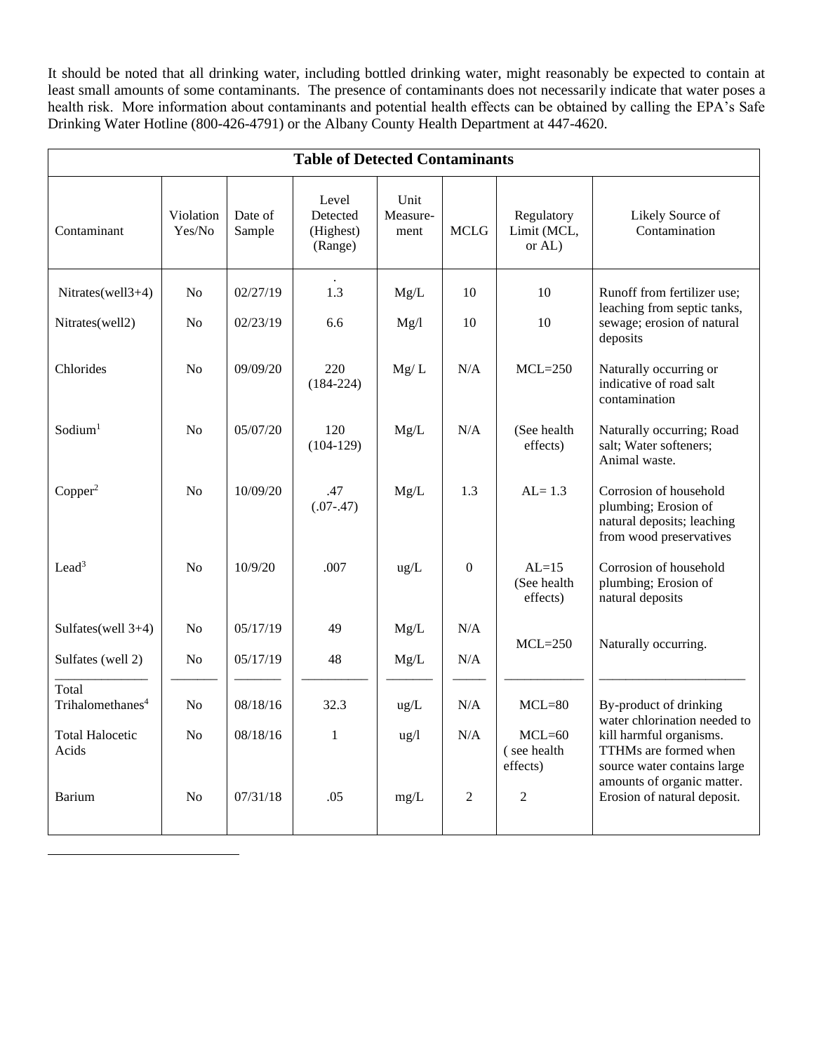It should be noted that all drinking water, including bottled drinking water, might reasonably be expected to contain at least small amounts of some contaminants. The presence of contaminants does not necessarily indicate that water poses a health risk. More information about contaminants and potential health effects can be obtained by calling the EPA's Safe Drinking Water Hotline (800-426-4791) or the Albany County Health Department at 447-4620.

**Table of Detected Contaminants**

| Contaminant | Violation Yes/No | Date of Sample | Level Detected (Highest) (Range) | Unit Measure-ment | MCLG | Regulatory Limit (MCL, or AL) | Likely Source of Contamination |
|---|---|---|---|---|---|---|---|
| Nitrates(well3+4) | No | 02/27/19 | 1.3 | Mg/L | 10 | 10 | Runoff from fertilizer use; leaching from septic tanks, sewage; erosion of natural deposits |
| Nitrates(well2) | No | 02/23/19 | 6.6 | Mg/l | 10 | 10 | |
| Chlorides | No | 09/09/20 | 220 (184-224) | Mg/ L | N/A | MCL=250 | Naturally occurring or indicative of road salt contamination |
| Sodium[1] | No | 05/07/20 | 120 (104-129) | Mg/L | N/A | (See health effects) | Naturally occurring; Road salt; Water softeners; Animal waste. |
| Copper[2] | No | 10/09/20 | .47 (.07-.47) | Mg/L | 1.3 | AL= 1.3 | Corrosion of household plumbing; Erosion of natural deposits; leaching from wood preservatives |
| Lead[3] | No | 10/9/20 | .007 | ug/L | 0 | AL=15 (See health effects) | Corrosion of household plumbing; Erosion of natural deposits |
| Sulfates(well 3+4) | No | 05/17/19 | 49 | Mg/L | N/A | MCL=250 | Naturally occurring. |
| Sulfates (well 2) | No | 05/17/19 | 48 | Mg/L | N/A | | |
| Total Trihalomethanes[4] | No | 08/18/16 | 32.3 | ug/L | N/A | MCL=80 | By-product of drinking water chlorination needed to kill harmful organisms. TTHMs are formed when source water contains large amounts of organic matter. |
| Total Halocetic Acids | No | 08/18/16 | 1 | ug/l | N/A | MCL=60 ( see health effects) | |
| Barium | No | 07/31/18 | .05 | mg/L | 2 | 2 | Erosion of natural deposit. |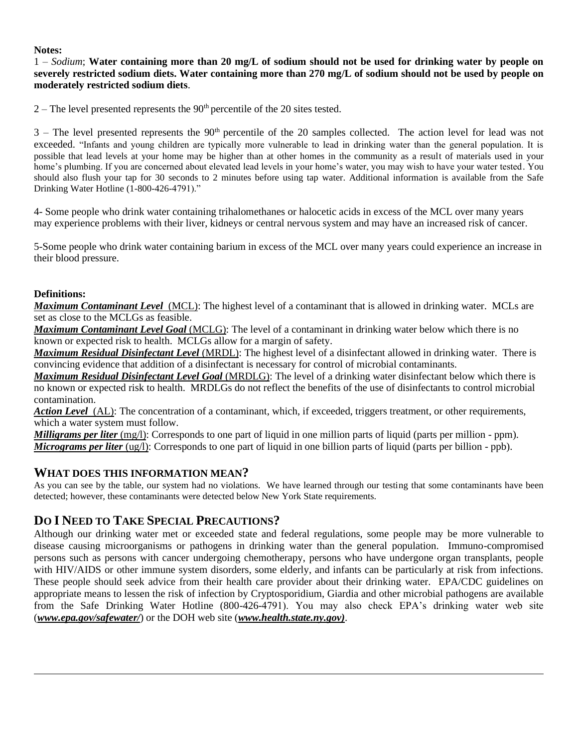**Notes:**

1 – *Sodium*; **Water containing more than 20 mg/L of sodium should not be used for drinking water by people on severely restricted sodium diets. Water containing more than 270 mg/L of sodium should not be used by people on moderately restricted sodium diets**.

2 – The level presented represents the 90th percentile of the 20 sites tested.

3 – The level presented represents the 90th percentile of the 20 samples collected. The action level for lead was not exceeded. "Infants and young children are typically more vulnerable to lead in drinking water than the general population. It is possible that lead levels at your home may be higher than at other homes in the community as a result of materials used in your home's plumbing. If you are concerned about elevated lead levels in your home's water, you may wish to have your water tested. You should also flush your tap for 30 seconds to 2 minutes before using tap water. Additional information is available from the Safe Drinking Water Hotline (1-800-426-4791)."

4- Some people who drink water containing trihalomethanes or halocetic acids in excess of the MCL over many years may experience problems with their liver, kidneys or central nervous system and may have an increased risk of cancer.

5-Some people who drink water containing barium in excess of the MCL over many years could experience an increase in their blood pressure.

**Definitions:**

***Maximum Contaminant Level*** (MCL): The highest level of a contaminant that is allowed in drinking water. MCLs are set as close to the MCLGs as feasible.

***Maximum Contaminant Level Goal*** (MCLG): The level of a contaminant in drinking water below which there is no known or expected risk to health. MCLGs allow for a margin of safety.

***Maximum Residual Disinfectant Level*** (MRDL): The highest level of a disinfectant allowed in drinking water. There is convincing evidence that addition of a disinfectant is necessary for control of microbial contaminants.

***Maximum Residual Disinfectant Level Goal*** (MRDLG): The level of a drinking water disinfectant below which there is no known or expected risk to health. MRDLGs do not reflect the benefits of the use of disinfectants to control microbial contamination.

***Action Level*** (AL): The concentration of a contaminant, which, if exceeded, triggers treatment, or other requirements, which a water system must follow.

***Milligrams per liter*** (mg/l): Corresponds to one part of liquid in one million parts of liquid (parts per million - ppm).

***Micrograms per liter*** (ug/l): Corresponds to one part of liquid in one billion parts of liquid (parts per billion - ppb).

## WHAT DOES THIS INFORMATION MEAN?

As you can see by the table, our system had no violations. We have learned through our testing that some contaminants have been detected; however, these contaminants were detected below New York State requirements.

## DO I NEED TO TAKE SPECIAL PRECAUTIONS?

Although our drinking water met or exceeded state and federal regulations, some people may be more vulnerable to disease causing microorganisms or pathogens in drinking water than the general population. Immuno-compromised persons such as persons with cancer undergoing chemotherapy, persons who have undergone organ transplants, people with HIV/AIDS or other immune system disorders, some elderly, and infants can be particularly at risk from infections. These people should seek advice from their health care provider about their drinking water. EPA/CDC guidelines on appropriate means to lessen the risk of infection by Cryptosporidium, Giardia and other microbial pathogens are available from the Safe Drinking Water Hotline (800-426-4791). You may also check EPA's drinking water web site (***www.epa.gov/safewater/***) or the DOH web site (***www.health.state.ny.gov)***.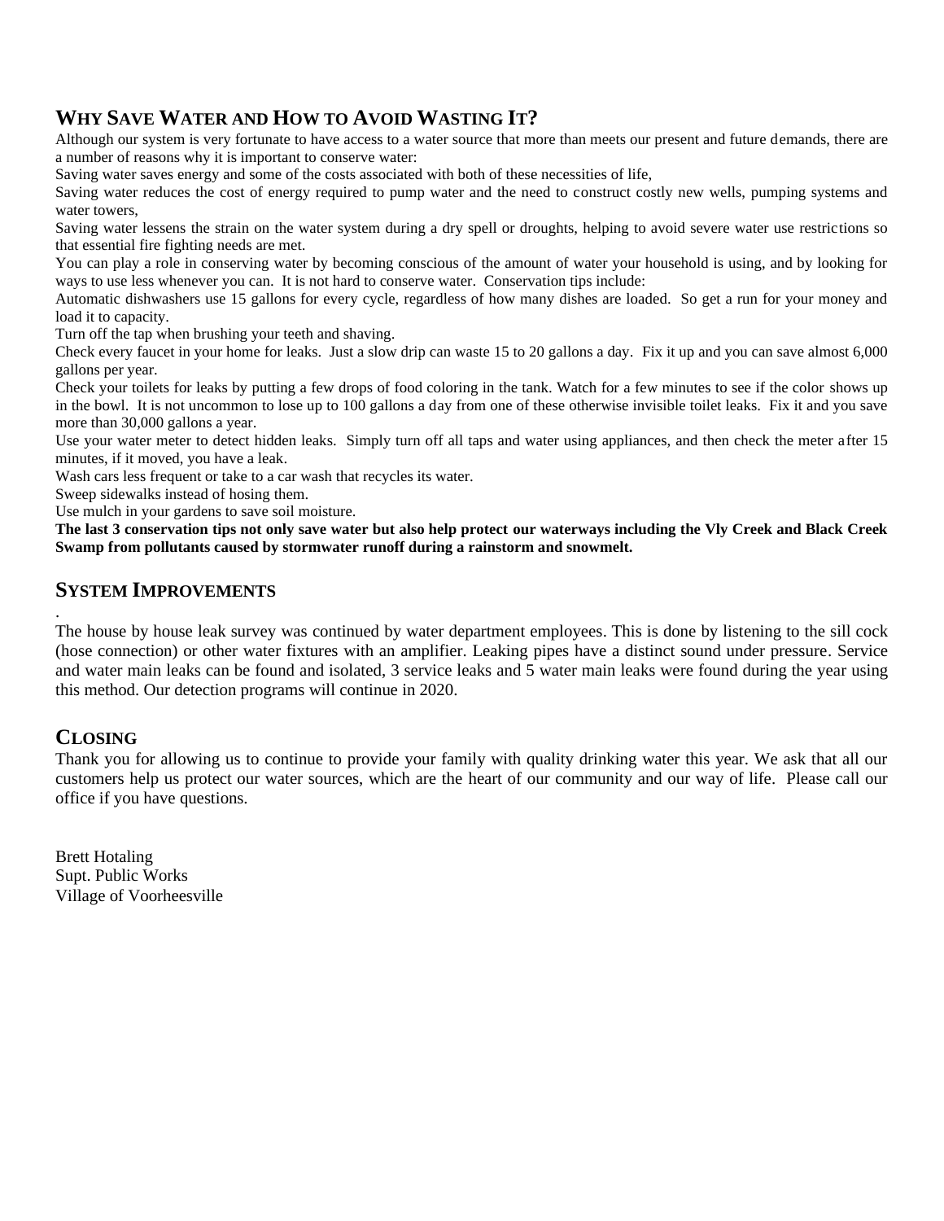## WHY SAVE WATER AND HOW TO AVOID WASTING IT?

Although our system is very fortunate to have access to a water source that more than meets our present and future demands, there are a number of reasons why it is important to conserve water:

Saving water saves energy and some of the costs associated with both of these necessities of life,

Saving water reduces the cost of energy required to pump water and the need to construct costly new wells, pumping systems and water towers,

Saving water lessens the strain on the water system during a dry spell or droughts, helping to avoid severe water use restrictions so that essential fire fighting needs are met.

You can play a role in conserving water by becoming conscious of the amount of water your household is using, and by looking for ways to use less whenever you can. It is not hard to conserve water. Conservation tips include:

Automatic dishwashers use 15 gallons for every cycle, regardless of how many dishes are loaded. So get a run for your money and load it to capacity.

Turn off the tap when brushing your teeth and shaving.

Check every faucet in your home for leaks. Just a slow drip can waste 15 to 20 gallons a day. Fix it up and you can save almost 6,000 gallons per year.

Check your toilets for leaks by putting a few drops of food coloring in the tank. Watch for a few minutes to see if the color shows up in the bowl. It is not uncommon to lose up to 100 gallons a day from one of these otherwise invisible toilet leaks. Fix it and you save more than 30,000 gallons a year.

Use your water meter to detect hidden leaks. Simply turn off all taps and water using appliances, and then check the meter after 15 minutes, if it moved, you have a leak.

Wash cars less frequent or take to a car wash that recycles its water.

Sweep sidewalks instead of hosing them.

Use mulch in your gardens to save soil moisture.

**The last 3 conservation tips not only save water but also help protect our waterways including the Vly Creek and Black Creek Swamp from pollutants caused by stormwater runoff during a rainstorm and snowmelt.**

## SYSTEM IMPROVEMENTS

.

The house by house leak survey was continued by water department employees. This is done by listening to the sill cock (hose connection) or other water fixtures with an amplifier. Leaking pipes have a distinct sound under pressure. Service and water main leaks can be found and isolated, 3 service leaks and 5 water main leaks were found during the year using this method. Our detection programs will continue in 2020.

## CLOSING

Thank you for allowing us to continue to provide your family with quality drinking water this year. We ask that all our customers help us protect our water sources, which are the heart of our community and our way of life. Please call our office if you have questions.

Brett Hotaling
Supt. Public Works
Village of Voorheesville